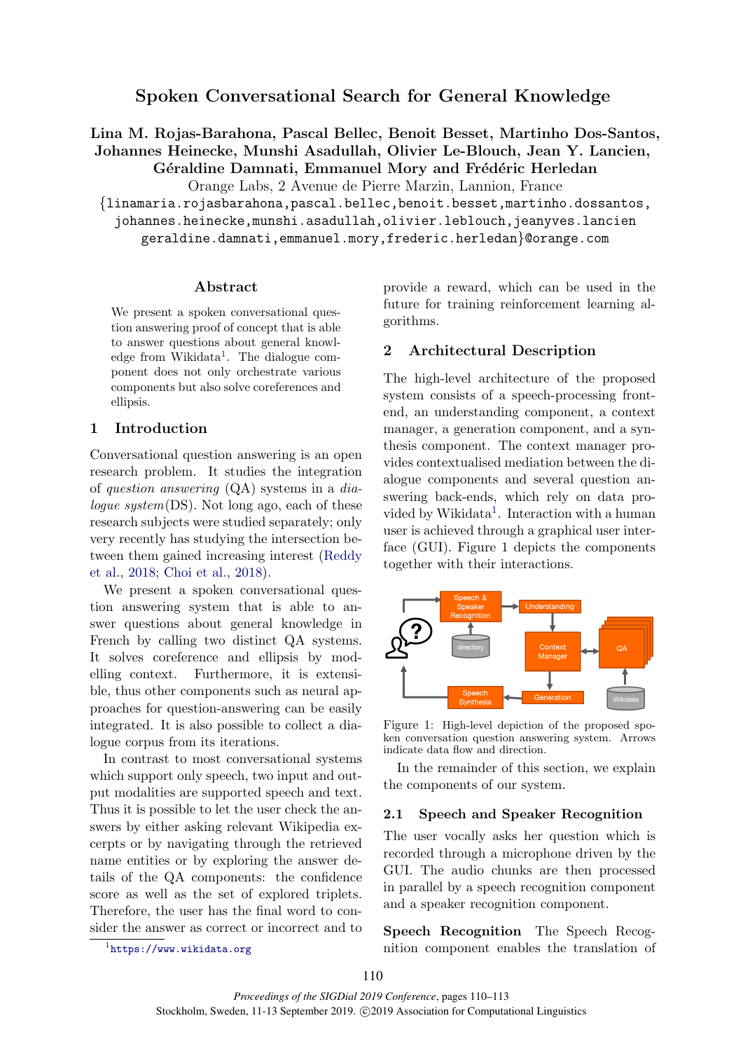# Spoken Conversational Search for General Knowledge

**Lina M. Rojas-Barahona, Pascal Bellec, Benoit Besset, Martinho Dos-Santos, Johannes Heinecke, Munshi Asadullah, Olivier Le-Blouch, Jean Y. Lancien, Géraldine Damnati, Emmanuel Mory and Frédéric Herledan**

Orange Labs, 2 Avenue de Pierre Marzin, Lannion, France

{linamaria.rojasbarahona,pascal.bellec,benoit.besset,martinho.dossantos, johannes.heinecke,munshi.asadullah,olivier.leblouch,jeanyves.lancien geraldine.damnati,emmanuel.mory,frederic.herledan}@orange.com

## Abstract

We present a spoken conversational question answering proof of concept that is able to answer questions about general knowledge from Wikidata[1]. The dialogue component does not only orchestrate various components but also solve coreferences and ellipsis.

## 1 Introduction

Conversational question answering is an open research problem. It studies the integration of *question answering* (QA) systems in a *dialogue system*(DS). Not long ago, each of these research subjects were studied separately; only very recently has studying the intersection between them gained increasing interest (Reddy et al., 2018; Choi et al., 2018).

We present a spoken conversational question answering system that is able to answer questions about general knowledge in French by calling two distinct QA systems. It solves coreference and ellipsis by modelling context. Furthermore, it is extensible, thus other components such as neural approaches for question-answering can be easily integrated. It is also possible to collect a dialogue corpus from its iterations.

In contrast to most conversational systems which support only speech, two input and output modalities are supported speech and text. Thus it is possible to let the user check the answers by either asking relevant Wikipedia excerpts or by navigating through the retrieved name entities or by exploring the answer details of the QA components: the confidence score as well as the set of explored triplets. Therefore, the user has the final word to consider the answer as correct or incorrect and to provide a reward, which can be used in the future for training reinforcement learning algorithms.

[1] https://www.wikidata.org

## 2 Architectural Description

The high-level architecture of the proposed system consists of a speech-processing frontend, an understanding component, a context manager, a generation component, and a synthesis component. The context manager provides contextualised mediation between the dialogue components and several question answering back-ends, which rely on data provided by Wikidata[1]. Interaction with a human user is achieved through a graphical user interface (GUI). Figure 1 depicts the components together with their interactions.

Figure 1: High-level depiction of the proposed spoken conversation question answering system. Arrows indicate data flow and direction.

In the remainder of this section, we explain the components of our system.

### 2.1 Speech and Speaker Recognition

The user vocally asks her question which is recorded through a microphone driven by the GUI. The audio chunks are then processed in parallel by a speech recognition component and a speaker recognition component.

**Speech Recognition** The Speech Recognition component enables the translation of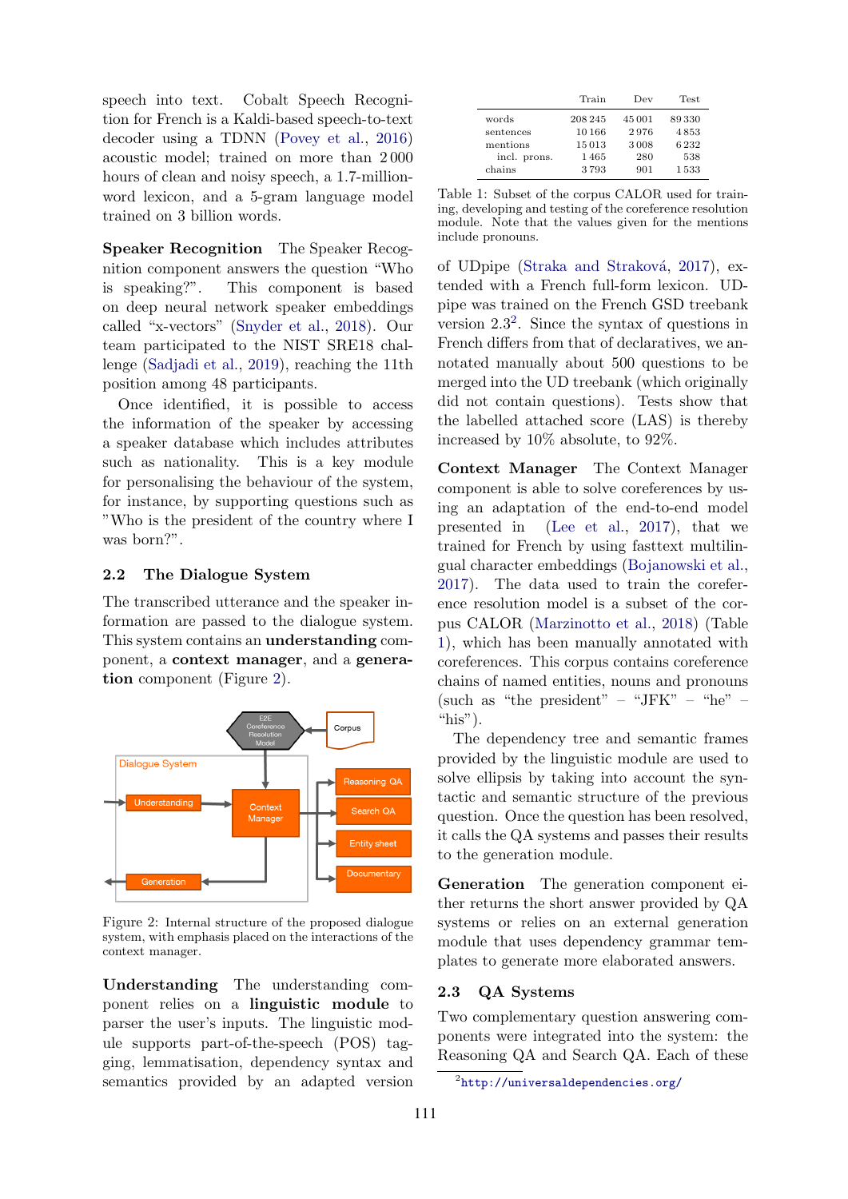speech into text. Cobalt Speech Recognition for French is a Kaldi-based speech-to-text decoder using a TDNN (Povey et al., 2016) acoustic model; trained on more than 2 000 hours of clean and noisy speech, a 1.7-million-word lexicon, and a 5-gram language model trained on 3 billion words.

**Speaker Recognition** The Speaker Recognition component answers the question "Who is speaking?". This component is based on deep neural network speaker embeddings called "x-vectors" (Snyder et al., 2018). Our team participated to the NIST SRE18 challenge (Sadjadi et al., 2019), reaching the 11th position among 48 participants.

Once identified, it is possible to access the information of the speaker by accessing a speaker database which includes attributes such as nationality. This is a key module for personalising the behaviour of the system, for instance, by supporting questions such as "Who is the president of the country where I was born?".

### 2.2 The Dialogue System

The transcribed utterance and the speaker information are passed to the dialogue system. This system contains an **understanding** component, a **context manager**, and a **generation** component (Figure 2).

Figure 2: Internal structure of the proposed dialogue system, with emphasis placed on the interactions of the context manager.

**Understanding** The understanding component relies on a **linguistic module** to parser the user's inputs. The linguistic module supports part-of-the-speech (POS) tagging, lemmatisation, dependency syntax and semantics provided by an adapted version of UDpipe (Straka and Straková, 2017), extended with a French full-form lexicon. UDpipe was trained on the French GSD treebank version 2.3[2]. Since the syntax of questions in French differs from that of declaratives, we annotated manually about 500 questions to be merged into the UD treebank (which originally did not contain questions). Tests show that the labelled attached score (LAS) is thereby increased by 10% absolute, to 92%.

| | Train | Dev | Test |
|---|---|---|---|
| words | 208 245 | 45 001 | 89 330 |
| sentences | 10 166 | 2 976 | 4 853 |
| mentions | 15 013 | 3 008 | 6 232 |
| incl. prons. | 1 465 | 280 | 538 |
| chains | 3 793 | 901 | 1 533 |

Table 1: Subset of the corpus CALOR used for training, developing and testing of the coreference resolution module. Note that the values given for the mentions include pronouns.

**Context Manager** The Context Manager component is able to solve coreferences by using an adaptation of the end-to-end model presented in (Lee et al., 2017), that we trained for French by using fasttext multilingual character embeddings (Bojanowski et al., 2017). The data used to train the coreference resolution model is a subset of the corpus CALOR (Marzinotto et al., 2018) (Table 1), which has been manually annotated with coreferences. This corpus contains coreference chains of named entities, nouns and pronouns (such as "the president" – "JFK" – "he" – "his").

The dependency tree and semantic frames provided by the linguistic module are used to solve ellipsis by taking into account the syntactic and semantic structure of the previous question. Once the question has been resolved, it calls the QA systems and passes their results to the generation module.

**Generation** The generation component either returns the short answer provided by QA systems or relies on an external generation module that uses dependency grammar templates to generate more elaborated answers.

### 2.3 QA Systems

Two complementary question answering components were integrated into the system: the Reasoning QA and Search QA. Each of these

[2] http://universaldependencies.org/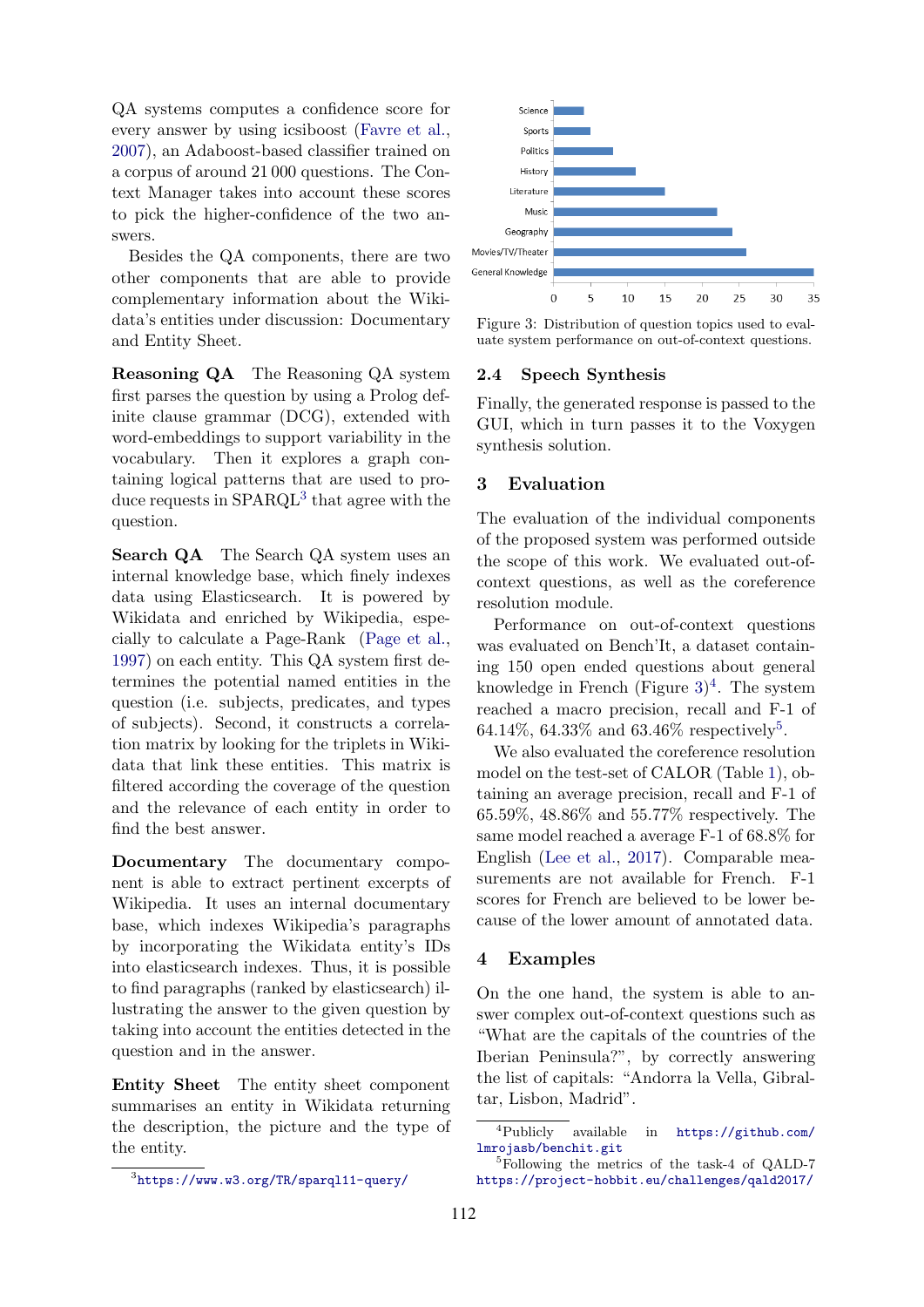QA systems computes a confidence score for every answer by using icsiboost (Favre et al., 2007), an Adaboost-based classifier trained on a corpus of around 21 000 questions. The Context Manager takes into account these scores to pick the higher-confidence of the two answers.

Besides the QA components, there are two other components that are able to provide complementary information about the Wikidata's entities under discussion: Documentary and Entity Sheet.

**Reasoning QA** The Reasoning QA system first parses the question by using a Prolog definite clause grammar (DCG), extended with word-embeddings to support variability in the vocabulary. Then it explores a graph containing logical patterns that are used to produce requests in SPARQL[3] that agree with the question.

**Search QA** The Search QA system uses an internal knowledge base, which finely indexes data using Elasticsearch. It is powered by Wikidata and enriched by Wikipedia, especially to calculate a Page-Rank (Page et al., 1997) on each entity. This QA system first determines the potential named entities in the question (i.e. subjects, predicates, and types of subjects). Second, it constructs a correlation matrix by looking for the triplets in Wikidata that link these entities. This matrix is filtered according the coverage of the question and the relevance of each entity in order to find the best answer.

**Documentary** The documentary component is able to extract pertinent excerpts of Wikipedia. It uses an internal documentary base, which indexes Wikipedia's paragraphs by incorporating the Wikidata entity's IDs into elasticsearch indexes. Thus, it is possible to find paragraphs (ranked by elasticsearch) illustrating the answer to the given question by taking into account the entities detected in the question and in the answer.

**Entity Sheet** The entity sheet component summarises an entity in Wikidata returning the description, the picture and the type of the entity.

[3] https://www.w3.org/TR/sparql11-query/

| Topic | Count |
|---|---|
| Science | 4 |
| Sports | 5 |
| Politics | 8 |
| History | 11 |
| Literature | 15 |
| Music | 22 |
| Geography | 24 |
| Movies/TV/Theater | 26 |
| General Knowledge | 35 |

Figure 3: Distribution of question topics used to evaluate system performance on out-of-context questions.

## 2.4 Speech Synthesis

Finally, the generated response is passed to the GUI, which in turn passes it to the Voxygen synthesis solution.

# 3 Evaluation

The evaluation of the individual components of the proposed system was performed outside the scope of this work. We evaluated out-of-context questions, as well as the coreference resolution module.

Performance on out-of-context questions was evaluated on Bench'It, a dataset containing 150 open ended questions about general knowledge in French (Figure 3)[4]. The system reached a macro precision, recall and F-1 of 64.14%, 64.33% and 63.46% respectively[5].

We also evaluated the coreference resolution model on the test-set of CALOR (Table 1), obtaining an average precision, recall and F-1 of 65.59%, 48.86% and 55.77% respectively. The same model reached a average F-1 of 68.8% for English (Lee et al., 2017). Comparable measurements are not available for French. F-1 scores for French are believed to be lower because of the lower amount of annotated data.

# 4 Examples

On the one hand, the system is able to answer complex out-of-context questions such as "What are the capitals of the countries of the Iberian Peninsula?", by correctly answering the list of capitals: "Andorra la Vella, Gibraltar, Lisbon, Madrid".

[4] Publicly available in https://github.com/lmrojasb/benchit.git

[5] Following the metrics of the task-4 of QALD-7 https://project-hobbit.eu/challenges/qald2017/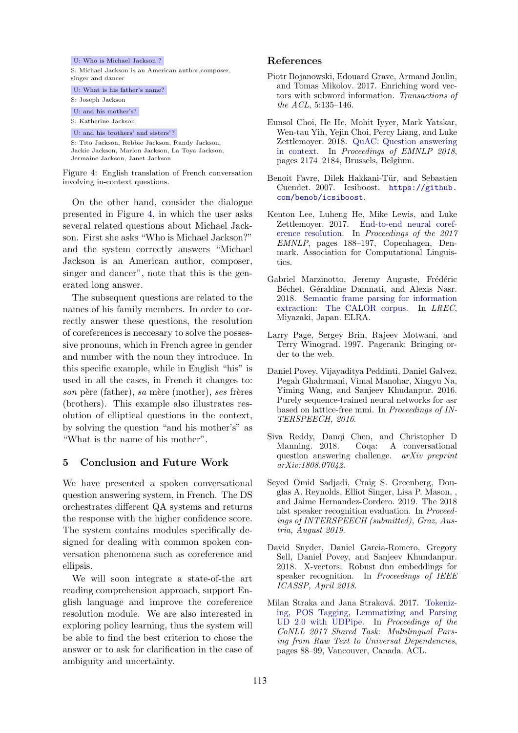U: Who is Michael Jackson ?

S: Michael Jackson is an American author,composer, singer and dancer

U: What is his father's name?

S: Joseph Jackson

U: and his mother's?

S: Katherine Jackson

U: and his brothers' and sisters'?

S: Tito Jackson, Rebbie Jackson, Randy Jackson, Jackie Jackson, Marlon Jackson, La Toya Jackson, Jermaine Jackson, Janet Jackson

Figure 4: English translation of French conversation involving in-context questions.

On the other hand, consider the dialogue presented in Figure 4, in which the user asks several related questions about Michael Jackson. First she asks "Who is Michael Jackson?" and the system correctly answers "Michael Jackson is an American author, composer, singer and dancer", note that this is the generated long answer.

The subsequent questions are related to the names of his family members. In order to correctly answer these questions, the resolution of coreferences is neccesary to solve the possessive pronouns, which in French agree in gender and number with the noun they introduce. In this specific example, while in English "his" is used in all the cases, in French it changes to: *son* père (father), *sa* mère (mother), *ses* frères (brothers). This example also illustrates resolution of elliptical questions in the context, by solving the question "and his mother's" as "What is the name of his mother".

## 5 Conclusion and Future Work

We have presented a spoken conversational question answering system, in French. The DS orchestrates different QA systems and returns the response with the higher confidence score. The system contains modules specifically designed for dealing with common spoken conversation phenomena such as coreference and ellipsis.

We will soon integrate a state-of-the art reading comprehension approach, support English language and improve the coreference resolution module. We are also interested in exploring policy learning, thus the system will be able to find the best criterion to chose the answer or to ask for clarification in the case of ambiguity and uncertainty.

## References

Piotr Bojanowski, Edouard Grave, Armand Joulin, and Tomas Mikolov. 2017. Enriching word vectors with subword information. *Transactions of the ACL*, 5:135–146.

Eunsol Choi, He He, Mohit Iyyer, Mark Yatskar, Wen-tau Yih, Yejin Choi, Percy Liang, and Luke Zettlemoyer. 2018. QuAC: Question answering in context. In *Proceedings of EMNLP 2018*, pages 2174–2184, Brussels, Belgium.

Benoit Favre, Dilek Hakkani-Tür, and Sebastien Cuendet. 2007. Icsiboost. https://github.com/benob/icsiboost.

Kenton Lee, Luheng He, Mike Lewis, and Luke Zettlemoyer. 2017. End-to-end neural coreference resolution. In *Proceedings of the 2017 EMNLP*, pages 188–197, Copenhagen, Denmark. Association for Computational Linguistics.

Gabriel Marzinotto, Jeremy Auguste, Frédéric Béchet, Géraldine Damnati, and Alexis Nasr. 2018. Semantic frame parsing for information extraction: The CALOR corpus. In *LREC*, Miyazaki, Japan. ELRA.

Larry Page, Sergey Brin, Rajeev Motwani, and Terry Winograd. 1997. Pagerank: Bringing order to the web.

Daniel Povey, Vijayaditya Peddinti, Daniel Galvez, Pegah Ghahrmani, Vimal Manohar, Xingyu Na, Yiming Wang, and Sanjeev Khudanpur. 2016. Purely sequence-trained neural networks for asr based on lattice-free mmi. In *Proceedings of INTERSPEECH, 2016*.

Siva Reddy, Danqi Chen, and Christopher D Manning. 2018. Coqa: A conversational question answering challenge. *arXiv preprint arXiv:1808.07042*.

Seyed Omid Sadjadi, Craig S. Greenberg, Douglas A. Reynolds, Elliot Singer, Lisa P. Mason, , and Jaime Hernandez-Cordero. 2019. The 2018 nist speaker recognition evaluation. In *Proceedings of INTERSPEECH (submitted), Graz, Austria, August 2019*.

David Snyder, Daniel Garcia-Romero, Gregory Sell, Daniel Povey, and Sanjeev Khundanpur. 2018. X-vectors: Robust dnn embeddings for speaker recognition. In *Proceedings of IEEE ICASSP, April 2018.*

Milan Straka and Jana Straková. 2017. Tokenizing, POS Tagging, Lemmatizing and Parsing UD 2.0 with UDPipe. In *Proceedings of the CoNLL 2017 Shared Task: Multilingual Parsing from Raw Text to Universal Dependencies*, pages 88–99, Vancouver, Canada. ACL.